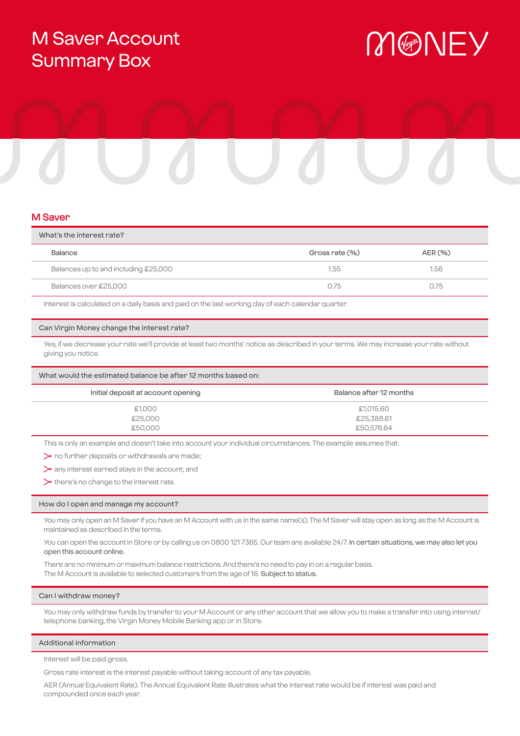# M Saver Account Summary Box

MONEY

## M Saver

### What's the interest rate?

| Balance | Gross rate (%) | AER (%) |
| --- | --- | --- |
| Balances up to and including £25,000 | 1.55 | 1.56 |
| Balances over £25,000 | 0.75 | 0.75 |

Interest is calculated on a daily basis and paid on the last working day of each calendar quarter.

### Can Virgin Money change the interest rate?

Yes, if we decrease your rate we'll provide at least two months' notice as described in your terms. We may increase your rate without giving you notice.

### What would the estimated balance be after 12 months based on:

| Initial deposit at account opening | Balance after 12 months |
| --- | --- |
| £1,000 | £1,015.60 |
| £25,000 | £25,388.61 |
| £50,000 | £50,576.64 |

This is only an example and doesn't take into account your individual circumstances. The example assumes that:

- no further deposits or withdrawals are made;
- any interest earned stays in the account; and
- there's no change to the interest rate.

### How do I open and manage my account?

You may only open an M Saver if you have an M Account with us in the same name(s). The M Saver will stay open as long as the M Account is maintained as described in the terms.

You can open the account in Store or by calling us on 0800 121 7365. Our team are available 24/7. In certain situations, we may also let you open this account online.

There are no minimum or maximum balance restrictions. And there's no need to pay in on a regular basis.
The M Account is available to selected customers from the age of 16. Subject to status.

### Can I withdraw money?

You may only withdraw funds by transfer to your M Account or any other account that we allow you to make a transfer into using internet/telephone banking, the Virgin Money Mobile Banking app or in Store.

### Additional Information

Interest will be paid gross.

Gross rate interest is the interest payable without taking account of any tax payable.

AER (Annual Equivalent Rate). The Annual Equivalent Rate illustrates what the interest rate would be if interest was paid and compounded once each year.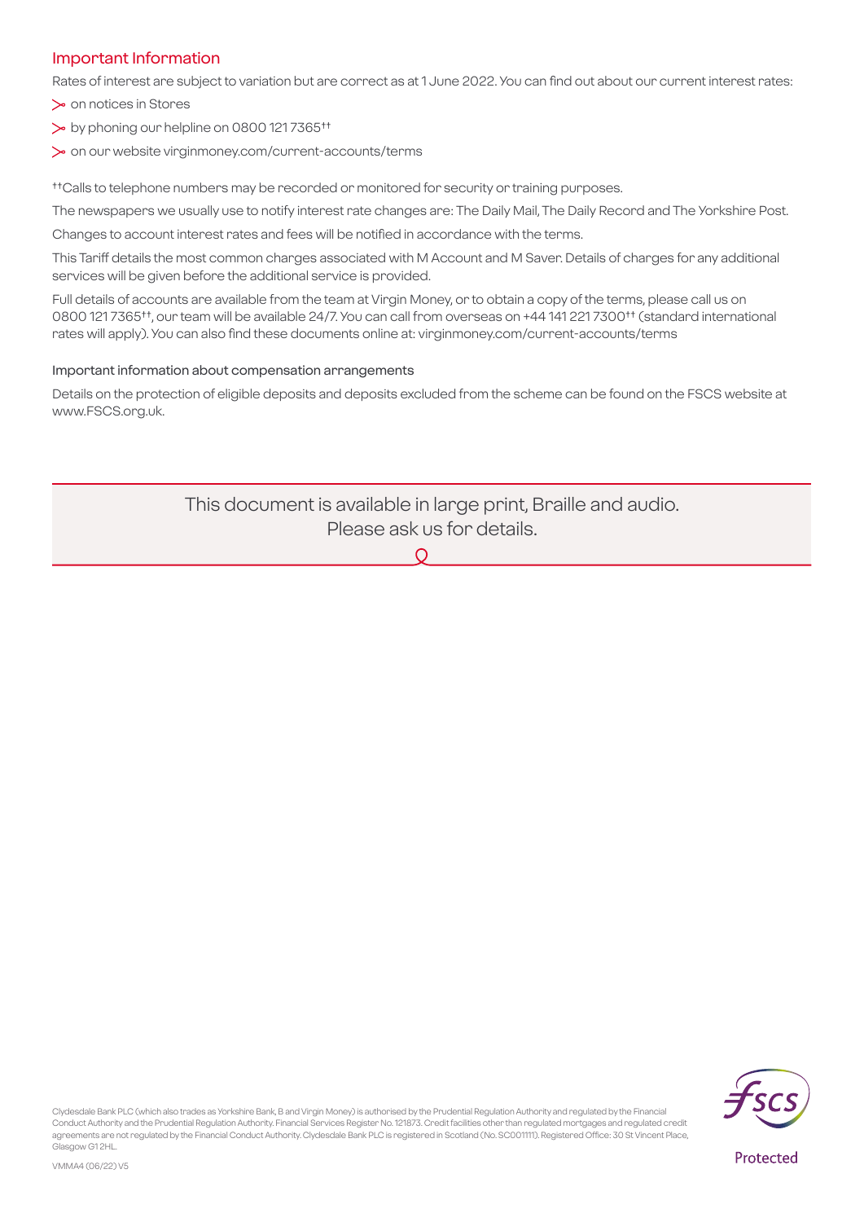## Important Information

Rates of interest are subject to variation but are correct as at 1 June 2022. You can find out about our current interest rates:

- on notices in Stores
- by phoning our helpline on 0800 121 7365††
- on our website virginmoney.com/current-accounts/terms

††Calls to telephone numbers may be recorded or monitored for security or training purposes.

The newspapers we usually use to notify interest rate changes are: The Daily Mail, The Daily Record and The Yorkshire Post.

Changes to account interest rates and fees will be notified in accordance with the terms.

This Tariff details the most common charges associated with M Account and M Saver. Details of charges for any additional services will be given before the additional service is provided.

Full details of accounts are available from the team at Virgin Money, or to obtain a copy of the terms, please call us on 0800 121 7365††, our team will be available 24/7. You can call from overseas on +44 141 221 7300†† (standard international rates will apply). You can also find these documents online at: virginmoney.com/current-accounts/terms

### Important information about compensation arrangements

Details on the protection of eligible deposits and deposits excluded from the scheme can be found on the FSCS website at www.FSCS.org.uk.

This document is available in large print, Braille and audio.
Please ask us for details.

Clydesdale Bank PLC (which also trades as Yorkshire Bank, B and Virgin Money) is authorised by the Prudential Regulation Authority and regulated by the Financial Conduct Authority and the Prudential Regulation Authority. Financial Services Register No. 121873. Credit facilities other than regulated mortgages and regulated credit agreements are not regulated by the Financial Conduct Authority. Clydesdale Bank PLC is registered in Scotland (No. SC001111). Registered Office: 30 St Vincent Place, Glasgow G1 2HL.

fscs Protected

VMMA4 (06/22) V5